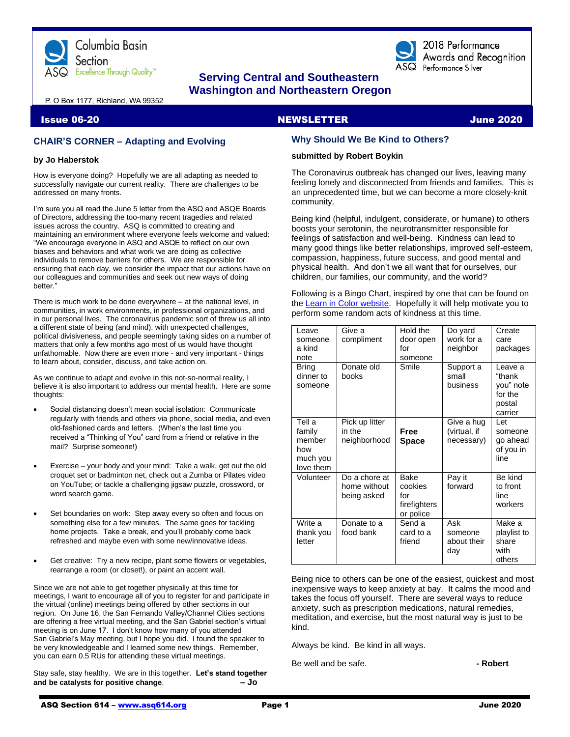Columbia Basin Section
ASQ Excellence Through Quality™

2018 Performance Awards and Recognition
Performance Silver

**Serving Central and Southeastern Washington and Northeastern Oregon**

P. O Box 1177, Richland, WA 99352

**Issue 06-20** **NEWSLETTER** **June 2020**

## CHAIR'S CORNER – Adapting and Evolving

**by Jo Haberstok**

How is everyone doing? Hopefully we are all adapting as needed to successfully navigate our current reality. There are challenges to be addressed on many fronts.

I'm sure you all read the June 5 letter from the ASQ and ASQE Boards of Directors, addressing the too-many recent tragedies and related issues across the country. ASQ is committed to creating and maintaining an environment where everyone feels welcome and valued: "We encourage everyone in ASQ and ASQE to reflect on our own biases and behaviors and what work we are doing as collective individuals to remove barriers for others. We are responsible for ensuring that each day, we consider the impact that our actions have on our colleagues and communities and seek out new ways of doing better."

There is much work to be done everywhere – at the national level, in communities, in work environments, in professional organizations, and in our personal lives. The coronavirus pandemic sort of threw us all into a different state of being (and mind), with unexpected challenges, political divisiveness, and people seemingly taking sides on a number of matters that only a few months ago most of us would have thought unfathomable. Now there are even more - and very important - things to learn about, consider, discuss, and take action on.

As we continue to adapt and evolve in this not-so-normal reality, I believe it is also important to address our mental health. Here are some thoughts:

- Social distancing doesn't mean social isolation: Communicate regularly with friends and others via phone, social media, and even old-fashioned cards and letters. (When's the last time you received a "Thinking of You" card from a friend or relative in the mail? Surprise someone!)
- Exercise – your body and your mind: Take a walk, get out the old croquet set or badminton net, check out a Zumba or Pilates video on YouTube; or tackle a challenging jigsaw puzzle, crossword, or word search game.
- Set boundaries on work: Step away every so often and focus on something else for a few minutes. The same goes for tackling home projects. Take a break, and you'll probably come back refreshed and maybe even with some new/innovative ideas.
- Get creative: Try a new recipe, plant some flowers or vegetables, rearrange a room (or closet!), or paint an accent wall.

Since we are not able to get together physically at this time for meetings, I want to encourage all of you to register for and participate in the virtual (online) meetings being offered by other sections in our region. On June 16, the San Fernando Valley/Channel Cities sections are offering a free virtual meeting, and the San Gabriel section's virtual meeting is on June 17. I don't know how many of you attended San Gabriel's May meeting, but I hope you did. I found the speaker to be very knowledgeable and I learned some new things. Remember, you can earn 0.5 RUs for attending these virtual meetings.

Stay safe, stay healthy. We are in this together. **Let's stand together and be catalysts for positive change**. **– Jo**

## Why Should We Be Kind to Others?

**submitted by Robert Boykin**

The Coronavirus outbreak has changed our lives, leaving many feeling lonely and disconnected from friends and families. This is an unprecedented time, but we can become a more closely-knit community.

Being kind (helpful, indulgent, considerate, or humane) to others boosts your serotonin, the neurotransmitter responsible for feelings of satisfaction and well-being. Kindness can lead to many good things like better relationships, improved self-esteem, compassion, happiness, future success, and good mental and physical health. And don't we all want that for ourselves, our children, our families, our community, and the world?

Following is a Bingo Chart, inspired by one that can be found on the [Learn in Color website](). Hopefully it will help motivate you to perform some random acts of kindness at this time.

| | | | | |
|---|---|---|---|---|
| Leave someone a kind note | Give a compliment | Hold the door open for someone | Do yard work for a neighbor | Create care packages |
| Bring dinner to someone | Donate old books | Smile | Support a small business | Leave a "thank you" note for the postal carrier |
| Tell a family member how much you love them | Pick up litter in the neighborhood | **Free Space** | Give a hug (virtual, if necessary) | Let someone go ahead of you in line |
| Volunteer | Do a chore at home without being asked | Bake cookies for firefighters or police | Pay it forward | Be kind to front line workers |
| Write a thank you letter | Donate to a food bank | Send a card to a friend | Ask someone about their day | Make a playlist to share with others |

Being nice to others can be one of the easiest, quickest and most inexpensive ways to keep anxiety at bay. It calms the mood and takes the focus off yourself. There are several ways to reduce anxiety, such as prescription medications, natural remedies, meditation, and exercise, but the most natural way is just to be kind.

Always be kind. Be kind in all ways.

Be well and be safe. **- Robert**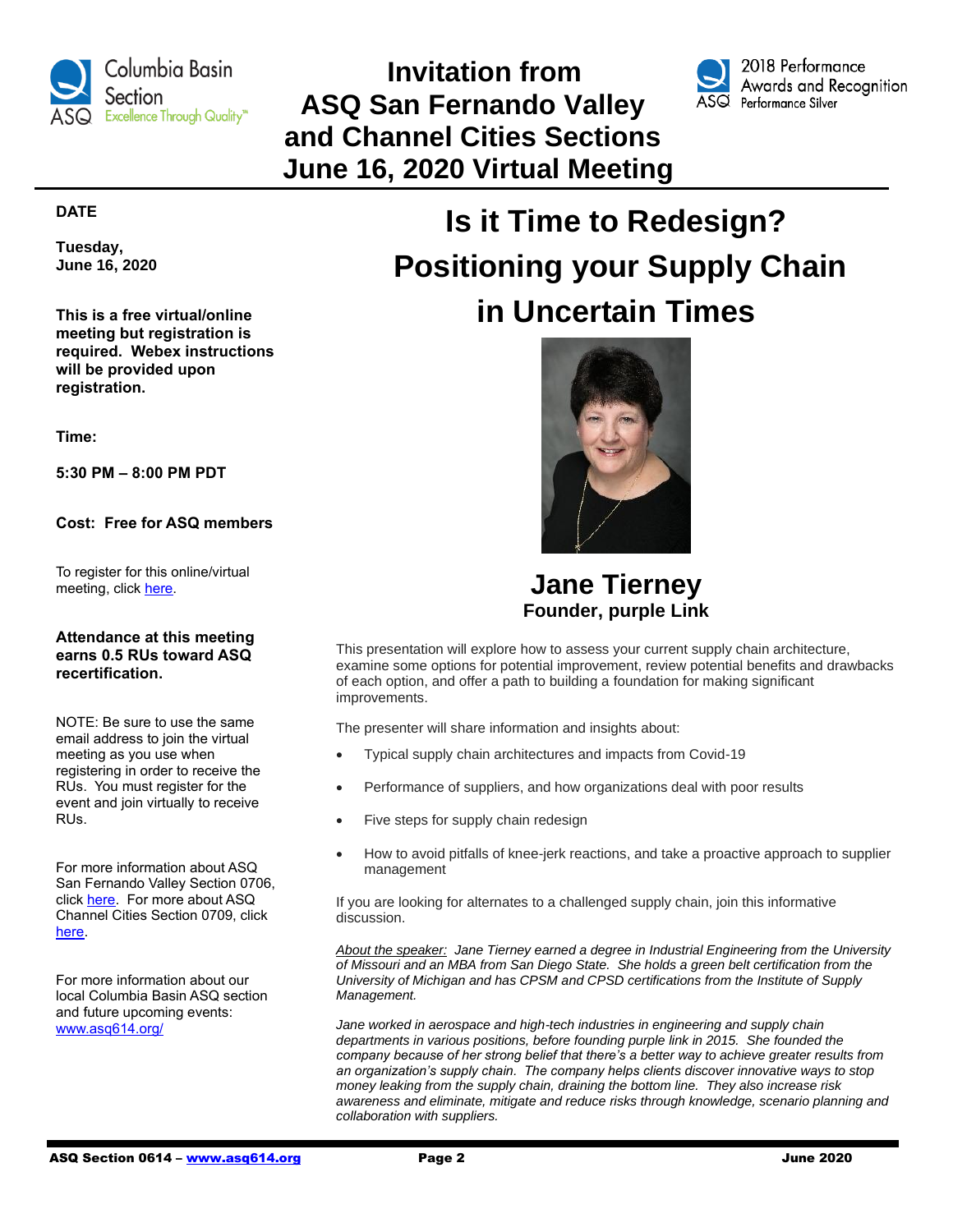# Invitation from ASQ San Fernando Valley and Channel Cities Sections June 16, 2020 Virtual Meeting

**DATE**

**Tuesday, June 16, 2020**

**This is a free virtual/online meeting but registration is required. Webex instructions will be provided upon registration.**

**Time:**

**5:30 PM – 8:00 PM PDT**

**Cost: Free for ASQ members**

To register for this online/virtual meeting, click here.

**Attendance at this meeting earns 0.5 RUs toward ASQ recertification.**

NOTE: Be sure to use the same email address to join the virtual meeting as you use when registering in order to receive the RUs. You must register for the event and join virtually to receive RUs.

For more information about ASQ San Fernando Valley Section 0706, click here. For more about ASQ Channel Cities Section 0709, click here.

For more information about our local Columbia Basin ASQ section and future upcoming events: www.asq614.org/

## Is it Time to Redesign? Positioning your Supply Chain in Uncertain Times

### Jane Tierney

**Founder, purple Link**

This presentation will explore how to assess your current supply chain architecture, examine some options for potential improvement, review potential benefits and drawbacks of each option, and offer a path to building a foundation for making significant improvements.

The presenter will share information and insights about:

- Typical supply chain architectures and impacts from Covid-19
- Performance of suppliers, and how organizations deal with poor results
- Five steps for supply chain redesign
- How to avoid pitfalls of knee-jerk reactions, and take a proactive approach to supplier management

If you are looking for alternates to a challenged supply chain, join this informative discussion.

*About the speaker: Jane Tierney earned a degree in Industrial Engineering from the University of Missouri and an MBA from San Diego State. She holds a green belt certification from the University of Michigan and has CPSM and CPSD certifications from the Institute of Supply Management.*

*Jane worked in aerospace and high-tech industries in engineering and supply chain departments in various positions, before founding purple link in 2015. She founded the company because of her strong belief that there's a better way to achieve greater results from an organization's supply chain. The company helps clients discover innovative ways to stop money leaking from the supply chain, draining the bottom line. They also increase risk awareness and eliminate, mitigate and reduce risks through knowledge, scenario planning and collaboration with suppliers.*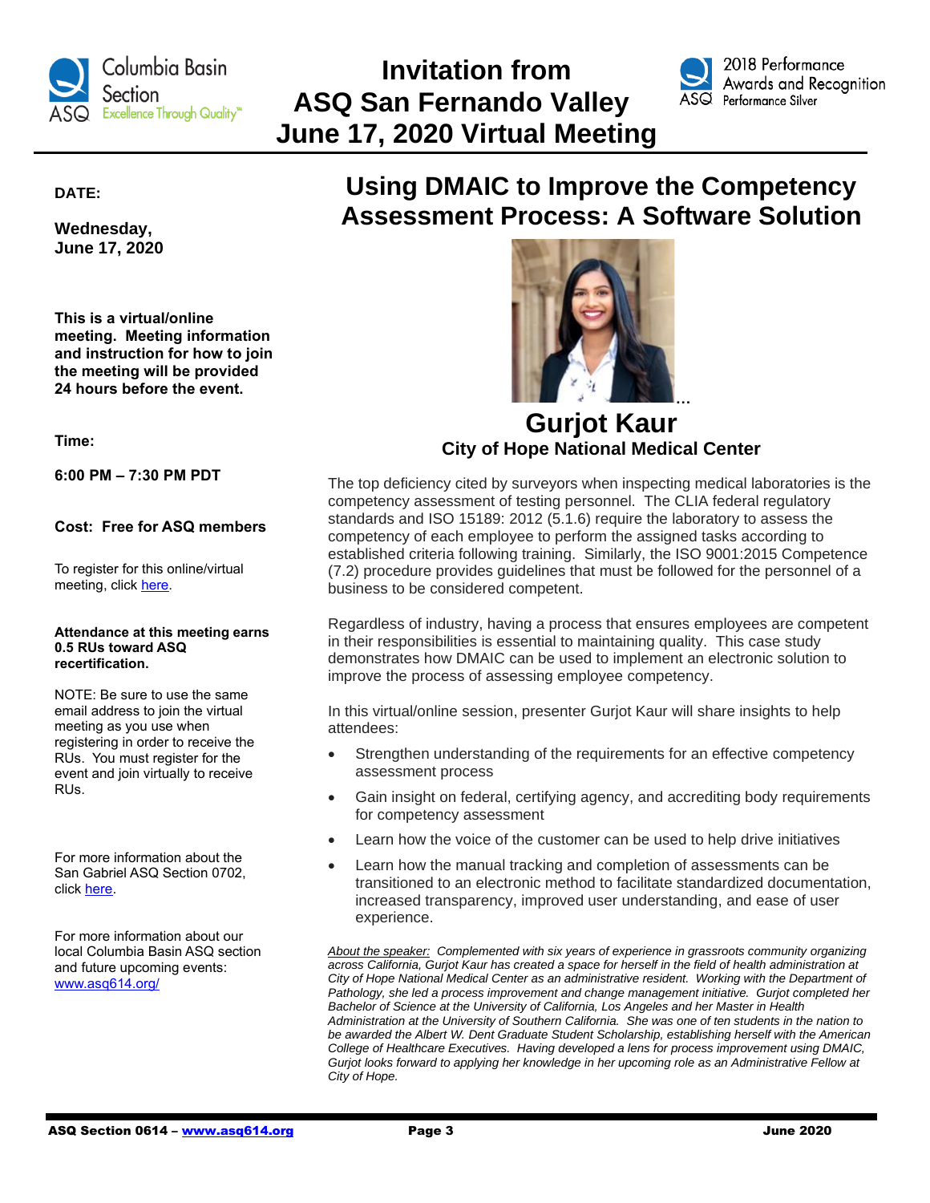# Invitation from ASQ San Fernando Valley June 17, 2020 Virtual Meeting

**DATE:**

**Wednesday, June 17, 2020**

**This is a virtual/online meeting. Meeting information and instruction for how to join the meeting will be provided 24 hours before the event.**

**Time:**

**6:00 PM – 7:30 PM PDT**

**Cost: Free for ASQ members**

To register for this online/virtual meeting, click here.

**Attendance at this meeting earns 0.5 RUs toward ASQ recertification.**

NOTE: Be sure to use the same email address to join the virtual meeting as you use when registering in order to receive the RUs. You must register for the event and join virtually to receive RUs.

For more information about the San Gabriel ASQ Section 0702, click here.

For more information about our local Columbia Basin ASQ section and future upcoming events: www.asq614.org/

## Using DMAIC to Improve the Competency Assessment Process: A Software Solution

### Gurjot Kaur

**City of Hope National Medical Center**

The top deficiency cited by surveyors when inspecting medical laboratories is the competency assessment of testing personnel. The CLIA federal regulatory standards and ISO 15189: 2012 (5.1.6) require the laboratory to assess the competency of each employee to perform the assigned tasks according to established criteria following training. Similarly, the ISO 9001:2015 Competence (7.2) procedure provides guidelines that must be followed for the personnel of a business to be considered competent.

Regardless of industry, having a process that ensures employees are competent in their responsibilities is essential to maintaining quality. This case study demonstrates how DMAIC can be used to implement an electronic solution to improve the process of assessing employee competency.

In this virtual/online session, presenter Gurjot Kaur will share insights to help attendees:

- Strengthen understanding of the requirements for an effective competency assessment process
- Gain insight on federal, certifying agency, and accrediting body requirements for competency assessment
- Learn how the voice of the customer can be used to help drive initiatives
- Learn how the manual tracking and completion of assessments can be transitioned to an electronic method to facilitate standardized documentation, increased transparency, improved user understanding, and ease of user experience.

*About the speaker: Complemented with six years of experience in grassroots community organizing across California, Gurjot Kaur has created a space for herself in the field of health administration at City of Hope National Medical Center as an administrative resident. Working with the Department of Pathology, she led a process improvement and change management initiative. Gurjot completed her Bachelor of Science at the University of California, Los Angeles and her Master in Health Administration at the University of Southern California. She was one of ten students in the nation to be awarded the Albert W. Dent Graduate Student Scholarship, establishing herself with the American College of Healthcare Executives. Having developed a lens for process improvement using DMAIC, Gurjot looks forward to applying her knowledge in her upcoming role as an Administrative Fellow at City of Hope.*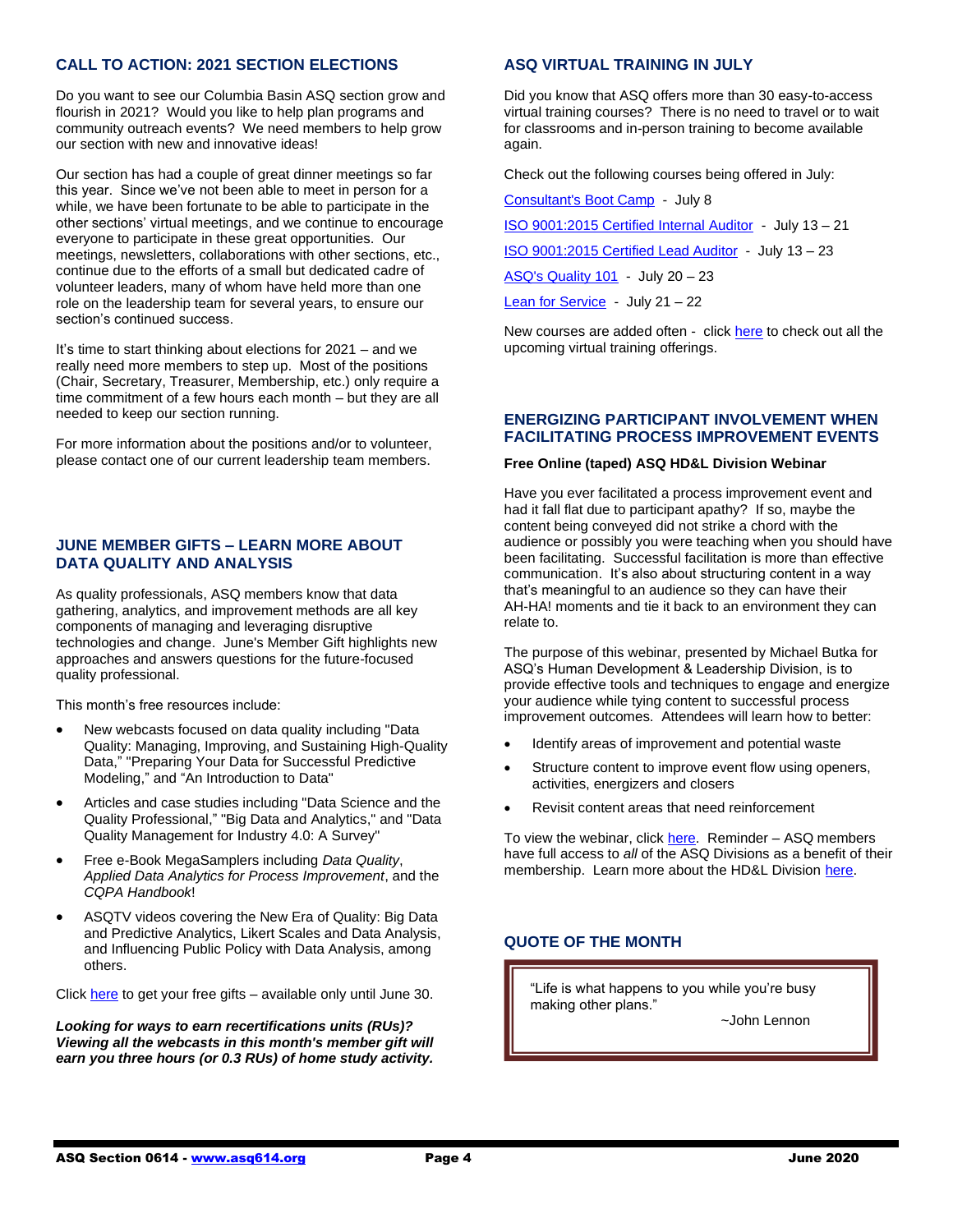## CALL TO ACTION: 2021 SECTION ELECTIONS

Do you want to see our Columbia Basin ASQ section grow and flourish in 2021? Would you like to help plan programs and community outreach events? We need members to help grow our section with new and innovative ideas!

Our section has had a couple of great dinner meetings so far this year. Since we've not been able to meet in person for a while, we have been fortunate to be able to participate in the other sections' virtual meetings, and we continue to encourage everyone to participate in these great opportunities. Our meetings, newsletters, collaborations with other sections, etc., continue due to the efforts of a small but dedicated cadre of volunteer leaders, many of whom have held more than one role on the leadership team for several years, to ensure our section's continued success.

It's time to start thinking about elections for 2021 – and we really need more members to step up. Most of the positions (Chair, Secretary, Treasurer, Membership, etc.) only require a time commitment of a few hours each month – but they are all needed to keep our section running.

For more information about the positions and/or to volunteer, please contact one of our current leadership team members.

## JUNE MEMBER GIFTS – LEARN MORE ABOUT DATA QUALITY AND ANALYSIS

As quality professionals, ASQ members know that data gathering, analytics, and improvement methods are all key components of managing and leveraging disruptive technologies and change. June's Member Gift highlights new approaches and answers questions for the future-focused quality professional.

This month's free resources include:

- New webcasts focused on data quality including "Data Quality: Managing, Improving, and Sustaining High-Quality Data," "Preparing Your Data for Successful Predictive Modeling," and "An Introduction to Data"
- Articles and case studies including "Data Science and the Quality Professional," "Big Data and Analytics," and "Data Quality Management for Industry 4.0: A Survey"
- Free e-Book MegaSamplers including *Data Quality*, *Applied Data Analytics for Process Improvement*, and the *CQPA Handbook*!
- ASQTV videos covering the New Era of Quality: Big Data and Predictive Analytics, Likert Scales and Data Analysis, and Influencing Public Policy with Data Analysis, among others.

Click here to get your free gifts – available only until June 30.

***Looking for ways to earn recertifications units (RUs)? Viewing all the webcasts in this month's member gift will earn you three hours (or 0.3 RUs) of home study activity.***

## ASQ VIRTUAL TRAINING IN JULY

Did you know that ASQ offers more than 30 easy-to-access virtual training courses? There is no need to travel or to wait for classrooms and in-person training to become available again.

Check out the following courses being offered in July:

Consultant's Boot Camp - July 8

ISO 9001:2015 Certified Internal Auditor - July 13 – 21

ISO 9001:2015 Certified Lead Auditor - July 13 – 23

ASQ's Quality 101 - July 20 – 23

Lean for Service - July 21 – 22

New courses are added often - click here to check out all the upcoming virtual training offerings.

## ENERGIZING PARTICIPANT INVOLVEMENT WHEN FACILITATING PROCESS IMPROVEMENT EVENTS

**Free Online (taped) ASQ HD&L Division Webinar**

Have you ever facilitated a process improvement event and had it fall flat due to participant apathy? If so, maybe the content being conveyed did not strike a chord with the audience or possibly you were teaching when you should have been facilitating. Successful facilitation is more than effective communication. It's also about structuring content in a way that's meaningful to an audience so they can have their AH-HA! moments and tie it back to an environment they can relate to.

The purpose of this webinar, presented by Michael Butka for ASQ's Human Development & Leadership Division, is to provide effective tools and techniques to engage and energize your audience while tying content to successful process improvement outcomes. Attendees will learn how to better:

- Identify areas of improvement and potential waste
- Structure content to improve event flow using openers, activities, energizers and closers
- Revisit content areas that need reinforcement

To view the webinar, click here. Reminder – ASQ members have full access to *all* of the ASQ Divisions as a benefit of their membership. Learn more about the HD&L Division here.

## QUOTE OF THE MONTH

"Life is what happens to you while you're busy making other plans."

~John Lennon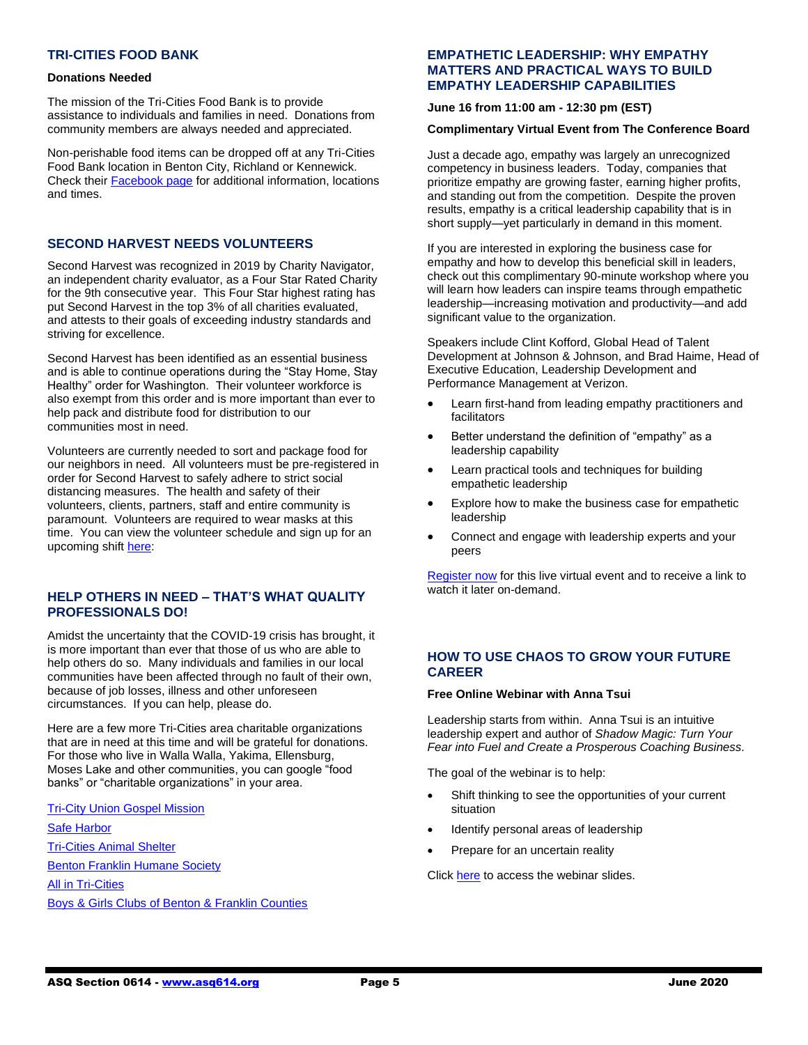## TRI-CITIES FOOD BANK

**Donations Needed**

The mission of the Tri-Cities Food Bank is to provide assistance to individuals and families in need. Donations from community members are always needed and appreciated.

Non-perishable food items can be dropped off at any Tri-Cities Food Bank location in Benton City, Richland or Kennewick. Check their Facebook page for additional information, locations and times.

## SECOND HARVEST NEEDS VOLUNTEERS

Second Harvest was recognized in 2019 by Charity Navigator, an independent charity evaluator, as a Four Star Rated Charity for the 9th consecutive year. This Four Star highest rating has put Second Harvest in the top 3% of all charities evaluated, and attests to their goals of exceeding industry standards and striving for excellence.

Second Harvest has been identified as an essential business and is able to continue operations during the "Stay Home, Stay Healthy" order for Washington. Their volunteer workforce is also exempt from this order and is more important than ever to help pack and distribute food for distribution to our communities most in need.

Volunteers are currently needed to sort and package food for our neighbors in need. All volunteers must be pre-registered in order for Second Harvest to safely adhere to strict social distancing measures. The health and safety of their volunteers, clients, partners, staff and entire community is paramount. Volunteers are required to wear masks at this time. You can view the volunteer schedule and sign up for an upcoming shift here:

## HELP OTHERS IN NEED – THAT'S WHAT QUALITY PROFESSIONALS DO!

Amidst the uncertainty that the COVID-19 crisis has brought, it is more important than ever that those of us who are able to help others do so. Many individuals and families in our local communities have been affected through no fault of their own, because of job losses, illness and other unforeseen circumstances. If you can help, please do.

Here are a few more Tri-Cities area charitable organizations that are in need at this time and will be grateful for donations. For those who live in Walla Walla, Yakima, Ellensburg, Moses Lake and other communities, you can google "food banks" or "charitable organizations" in your area.

Tri-City Union Gospel Mission

Safe Harbor

Tri-Cities Animal Shelter

Benton Franklin Humane Society

All in Tri-Cities

Boys & Girls Clubs of Benton & Franklin Counties

## EMPATHETIC LEADERSHIP: WHY EMPATHY MATTERS AND PRACTICAL WAYS TO BUILD EMPATHY LEADERSHIP CAPABILITIES

**June 16 from 11:00 am - 12:30 pm (EST)**

**Complimentary Virtual Event from The Conference Board**

Just a decade ago, empathy was largely an unrecognized competency in business leaders. Today, companies that prioritize empathy are growing faster, earning higher profits, and standing out from the competition. Despite the proven results, empathy is a critical leadership capability that is in short supply—yet particularly in demand in this moment.

If you are interested in exploring the business case for empathy and how to develop this beneficial skill in leaders, check out this complimentary 90-minute workshop where you will learn how leaders can inspire teams through empathetic leadership—increasing motivation and productivity—and add significant value to the organization.

Speakers include Clint Kofford, Global Head of Talent Development at Johnson & Johnson, and Brad Haime, Head of Executive Education, Leadership Development and Performance Management at Verizon.

- Learn first-hand from leading empathy practitioners and facilitators
- Better understand the definition of "empathy" as a leadership capability
- Learn practical tools and techniques for building empathetic leadership
- Explore how to make the business case for empathetic leadership
- Connect and engage with leadership experts and your peers

Register now for this live virtual event and to receive a link to watch it later on-demand.

## HOW TO USE CHAOS TO GROW YOUR FUTURE CAREER

**Free Online Webinar with Anna Tsui**

Leadership starts from within. Anna Tsui is an intuitive leadership expert and author of *Shadow Magic: Turn Your Fear into Fuel and Create a Prosperous Coaching Business.*

The goal of the webinar is to help:

- Shift thinking to see the opportunities of your current situation
- Identify personal areas of leadership
- Prepare for an uncertain reality

Click here to access the webinar slides.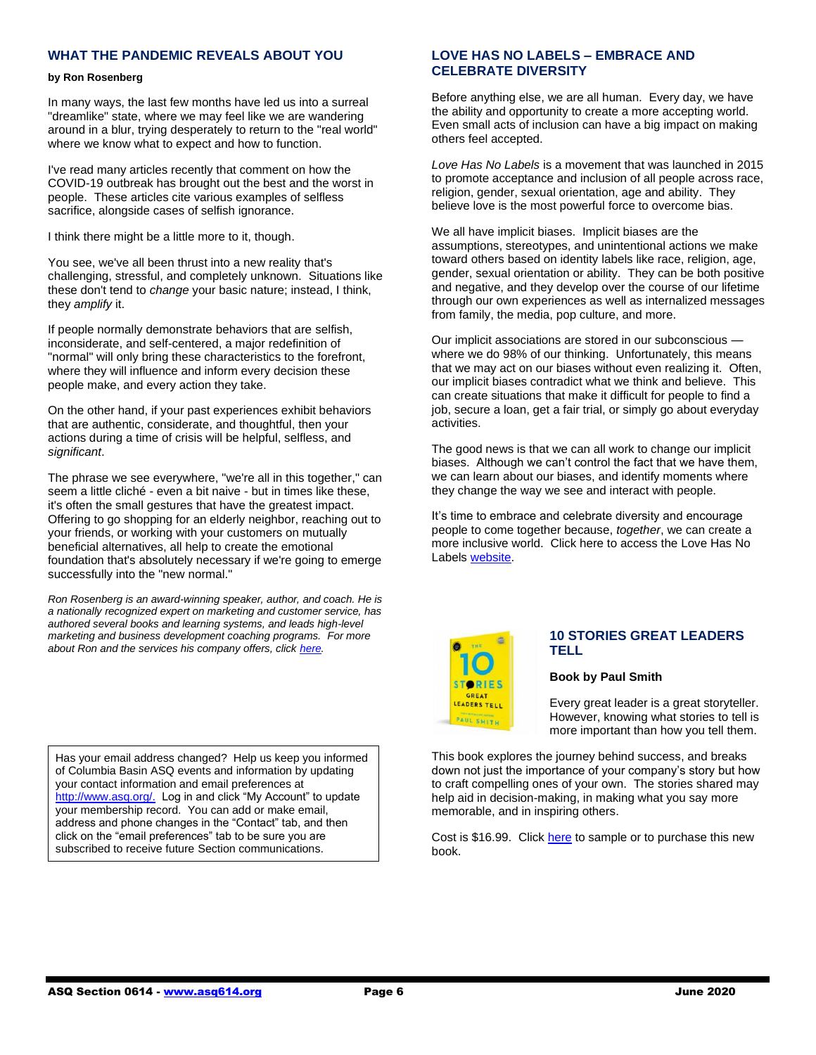## WHAT THE PANDEMIC REVEALS ABOUT YOU

**by Ron Rosenberg**

In many ways, the last few months have led us into a surreal "dreamlike" state, where we may feel like we are wandering around in a blur, trying desperately to return to the "real world" where we know what to expect and how to function.

I've read many articles recently that comment on how the COVID-19 outbreak has brought out the best and the worst in people. These articles cite various examples of selfless sacrifice, alongside cases of selfish ignorance.

I think there might be a little more to it, though.

You see, we've all been thrust into a new reality that's challenging, stressful, and completely unknown. Situations like these don't tend to *change* your basic nature; instead, I think, they *amplify* it.

If people normally demonstrate behaviors that are selfish, inconsiderate, and self-centered, a major redefinition of "normal" will only bring these characteristics to the forefront, where they will influence and inform every decision these people make, and every action they take.

On the other hand, if your past experiences exhibit behaviors that are authentic, considerate, and thoughtful, then your actions during a time of crisis will be helpful, selfless, and *significant*.

The phrase we see everywhere, "we're all in this together," can seem a little cliché - even a bit naive - but in times like these, it's often the small gestures that have the greatest impact. Offering to go shopping for an elderly neighbor, reaching out to your friends, or working with your customers on mutually beneficial alternatives, all help to create the emotional foundation that's absolutely necessary if we're going to emerge successfully into the "new normal."

*Ron Rosenberg is an award-winning speaker, author, and coach. He is a nationally recognized expert on marketing and customer service, has authored several books and learning systems, and leads high-level marketing and business development coaching programs. For more about Ron and the services his company offers, click here.*

Has your email address changed? Help us keep you informed of Columbia Basin ASQ events and information by updating your contact information and email preferences at http://www.asq.org/. Log in and click "My Account" to update your membership record. You can add or make email, address and phone changes in the "Contact" tab, and then click on the "email preferences" tab to be sure you are subscribed to receive future Section communications.

## LOVE HAS NO LABELS – EMBRACE AND CELEBRATE DIVERSITY

Before anything else, we are all human. Every day, we have the ability and opportunity to create a more accepting world. Even small acts of inclusion can have a big impact on making others feel accepted.

*Love Has No Labels* is a movement that was launched in 2015 to promote acceptance and inclusion of all people across race, religion, gender, sexual orientation, age and ability. They believe love is the most powerful force to overcome bias.

We all have implicit biases. Implicit biases are the assumptions, stereotypes, and unintentional actions we make toward others based on identity labels like race, religion, age, gender, sexual orientation or ability. They can be both positive and negative, and they develop over the course of our lifetime through our own experiences as well as internalized messages from family, the media, pop culture, and more.

Our implicit associations are stored in our subconscious — where we do 98% of our thinking. Unfortunately, this means that we may act on our biases without even realizing it. Often, our implicit biases contradict what we think and believe. This can create situations that make it difficult for people to find a job, secure a loan, get a fair trial, or simply go about everyday activities.

The good news is that we can all work to change our implicit biases. Although we can't control the fact that we have them, we can learn about our biases, and identify moments where they change the way we see and interact with people.

It's time to embrace and celebrate diversity and encourage people to come together because, *together*, we can create a more inclusive world. Click here to access the Love Has No Labels website.

## 10 STORIES GREAT LEADERS TELL

**Book by Paul Smith**

Every great leader is a great storyteller. However, knowing what stories to tell is more important than how you tell them.

This book explores the journey behind success, and breaks down not just the importance of your company's story but how to craft compelling ones of your own. The stories shared may help aid in decision-making, in making what you say more memorable, and in inspiring others.

Cost is $16.99. Click here to sample or to purchase this new book.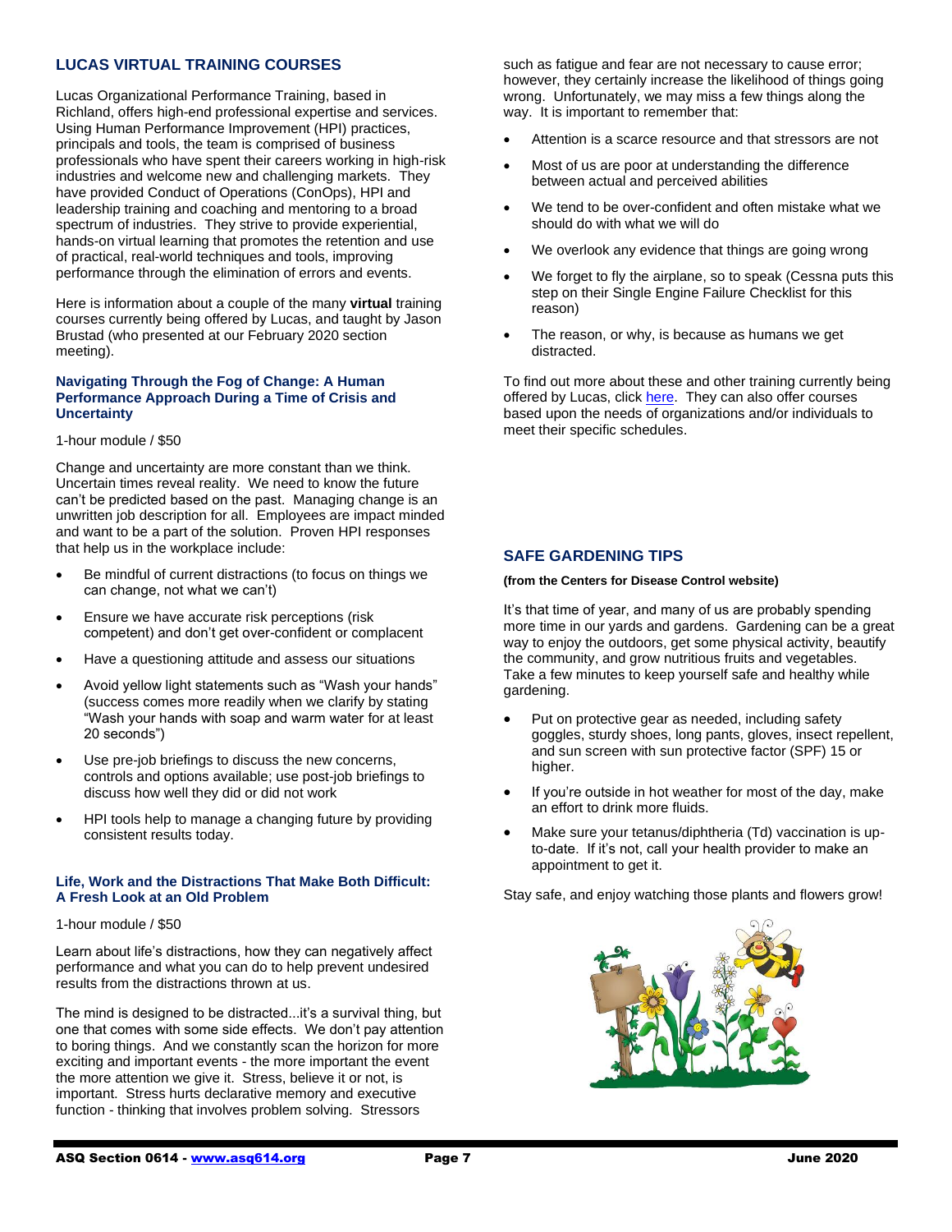## LUCAS VIRTUAL TRAINING COURSES

Lucas Organizational Performance Training, based in Richland, offers high-end professional expertise and services. Using Human Performance Improvement (HPI) practices, principals and tools, the team is comprised of business professionals who have spent their careers working in high-risk industries and welcome new and challenging markets. They have provided Conduct of Operations (ConOps), HPI and leadership training and coaching and mentoring to a broad spectrum of industries. They strive to provide experiential, hands-on virtual learning that promotes the retention and use of practical, real-world techniques and tools, improving performance through the elimination of errors and events.

Here is information about a couple of the many **virtual** training courses currently being offered by Lucas, and taught by Jason Brustad (who presented at our February 2020 section meeting).

### Navigating Through the Fog of Change: A Human Performance Approach During a Time of Crisis and Uncertainty

1-hour module / $50

Change and uncertainty are more constant than we think. Uncertain times reveal reality. We need to know the future can't be predicted based on the past. Managing change is an unwritten job description for all. Employees are impact minded and want to be a part of the solution. Proven HPI responses that help us in the workplace include:

- Be mindful of current distractions (to focus on things we can change, not what we can't)
- Ensure we have accurate risk perceptions (risk competent) and don't get over-confident or complacent
- Have a questioning attitude and assess our situations
- Avoid yellow light statements such as "Wash your hands" (success comes more readily when we clarify by stating "Wash your hands with soap and warm water for at least 20 seconds")
- Use pre-job briefings to discuss the new concerns, controls and options available; use post-job briefings to discuss how well they did or did not work
- HPI tools help to manage a changing future by providing consistent results today.

### Life, Work and the Distractions That Make Both Difficult: A Fresh Look at an Old Problem

1-hour module / $50

Learn about life's distractions, how they can negatively affect performance and what you can do to help prevent undesired results from the distractions thrown at us.

The mind is designed to be distracted...it's a survival thing, but one that comes with some side effects. We don't pay attention to boring things. And we constantly scan the horizon for more exciting and important events - the more important the event the more attention we give it. Stress, believe it or not, is important. Stress hurts declarative memory and executive function - thinking that involves problem solving. Stressors such as fatigue and fear are not necessary to cause error; however, they certainly increase the likelihood of things going wrong. Unfortunately, we may miss a few things along the way. It is important to remember that:

- Attention is a scarce resource and that stressors are not
- Most of us are poor at understanding the difference between actual and perceived abilities
- We tend to be over-confident and often mistake what we should do with what we will do
- We overlook any evidence that things are going wrong
- We forget to fly the airplane, so to speak (Cessna puts this step on their Single Engine Failure Checklist for this reason)
- The reason, or why, is because as humans we get distracted.

To find out more about these and other training currently being offered by Lucas, click here. They can also offer courses based upon the needs of organizations and/or individuals to meet their specific schedules.

## SAFE GARDENING TIPS

**(from the Centers for Disease Control website)**

It's that time of year, and many of us are probably spending more time in our yards and gardens. Gardening can be a great way to enjoy the outdoors, get some physical activity, beautify the community, and grow nutritious fruits and vegetables. Take a few minutes to keep yourself safe and healthy while gardening.

- Put on protective gear as needed, including safety goggles, sturdy shoes, long pants, gloves, insect repellent, and sun screen with sun protective factor (SPF) 15 or higher.
- If you're outside in hot weather for most of the day, make an effort to drink more fluids.
- Make sure your tetanus/diphtheria (Td) vaccination is up-to-date. If it's not, call your health provider to make an appointment to get it.

Stay safe, and enjoy watching those plants and flowers grow!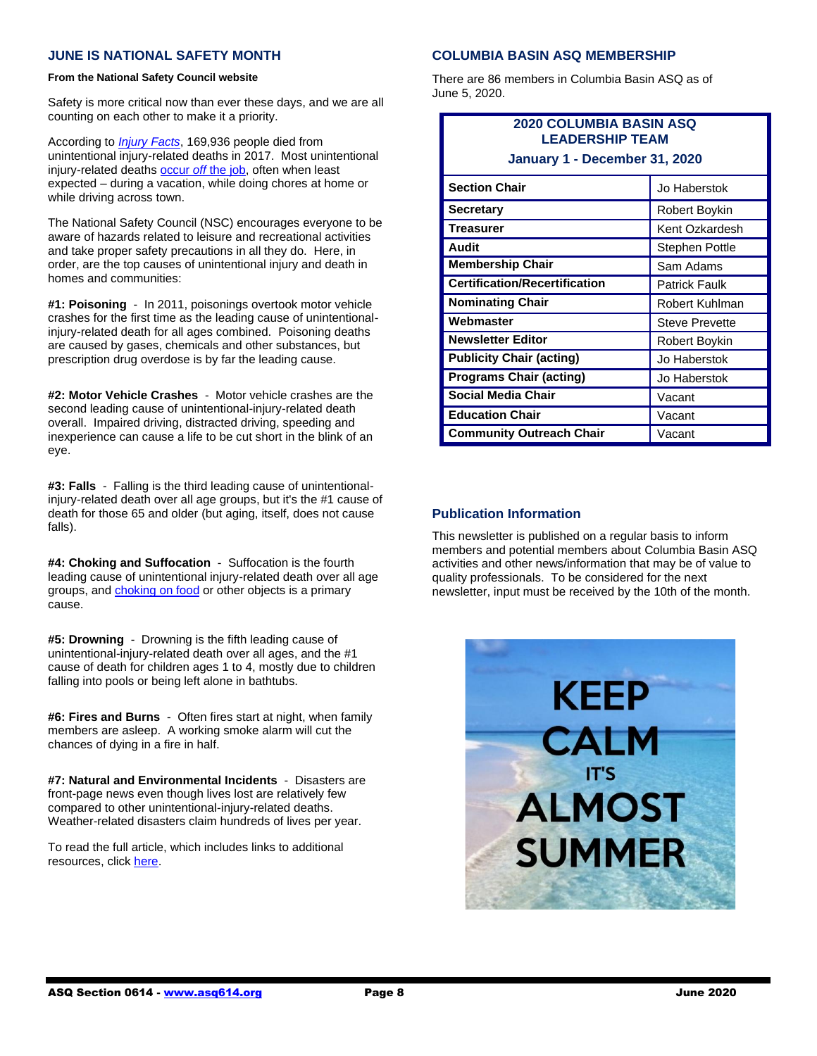## JUNE IS NATIONAL SAFETY MONTH

**From the National Safety Council website**

Safety is more critical now than ever these days, and we are all counting on each other to make it a priority.

According to *Injury Facts*, 169,936 people died from unintentional injury-related deaths in 2017. Most unintentional injury-related deaths occur *off* the job, often when least expected – during a vacation, while doing chores at home or while driving across town.

The National Safety Council (NSC) encourages everyone to be aware of hazards related to leisure and recreational activities and take proper safety precautions in all they do. Here, in order, are the top causes of unintentional injury and death in homes and communities:

**#1: Poisoning** - In 2011, poisonings overtook motor vehicle crashes for the first time as the leading cause of unintentional-injury-related death for all ages combined. Poisoning deaths are caused by gases, chemicals and other substances, but prescription drug overdose is by far the leading cause.

**#2: Motor Vehicle Crashes** - Motor vehicle crashes are the second leading cause of unintentional-injury-related death overall. Impaired driving, distracted driving, speeding and inexperience can cause a life to be cut short in the blink of an eye.

**#3: Falls** - Falling is the third leading cause of unintentional-injury-related death over all age groups, but it's the #1 cause of death for those 65 and older (but aging, itself, does not cause falls).

**#4: Choking and Suffocation** - Suffocation is the fourth leading cause of unintentional injury-related death over all age groups, and choking on food or other objects is a primary cause.

**#5: Drowning** - Drowning is the fifth leading cause of unintentional-injury-related death over all ages, and the #1 cause of death for children ages 1 to 4, mostly due to children falling into pools or being left alone in bathtubs.

**#6: Fires and Burns** - Often fires start at night, when family members are asleep. A working smoke alarm will cut the chances of dying in a fire in half.

**#7: Natural and Environmental Incidents** - Disasters are front-page news even though lives lost are relatively few compared to other unintentional-injury-related deaths. Weather-related disasters claim hundreds of lives per year.

To read the full article, which includes links to additional resources, click here.

## COLUMBIA BASIN ASQ MEMBERSHIP

There are 86 members in Columbia Basin ASQ as of June 5, 2020.

**2020 COLUMBIA BASIN ASQ LEADERSHIP TEAM**
**January 1 - December 31, 2020**

| | |
|---|---|
| **Section Chair** | Jo Haberstok |
| **Secretary** | Robert Boykin |
| **Treasurer** | Kent Ozkardesh |
| **Audit** | Stephen Pottle |
| **Membership Chair** | Sam Adams |
| **Certification/Recertification** | Patrick Faulk |
| **Nominating Chair** | Robert Kuhlman |
| **Webmaster** | Steve Prevette |
| **Newsletter Editor** | Robert Boykin |
| **Publicity Chair (acting)** | Jo Haberstok |
| **Programs Chair (acting)** | Jo Haberstok |
| **Social Media Chair** | Vacant |
| **Education Chair** | Vacant |
| **Community Outreach Chair** | Vacant |

## Publication Information

This newsletter is published on a regular basis to inform members and potential members about Columbia Basin ASQ activities and other news/information that may be of value to quality professionals. To be considered for the next newsletter, input must be received by the 10th of the month.

KEEP CALM IT'S ALMOST SUMMER